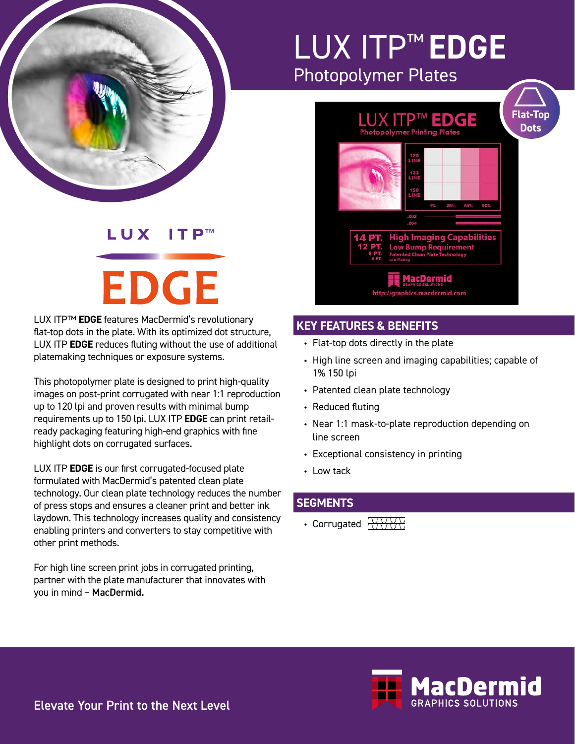# LUX ITP™ **EDGE**

## Photopolymer Plates

LUX ITP™ **EDGE** features MacDermid's revolutionary flat-top dots in the plate. With its optimized dot structure, LUX ITP **EDGE** reduces fluting without the use of additional platemaking techniques or exposure systems.

This photopolymer plate is designed to print high-quality images on post-print corrugated with near 1:1 reproduction up to 120 lpi and proven results with minimal bump requirements up to 150 lpi. LUX ITP **EDGE** can print retail-ready packaging featuring high-end graphics with fine highlight dots on corrugated surfaces.

LUX ITP **EDGE** is our first corrugated-focused plate formulated with MacDermid's patented clean plate technology. Our clean plate technology reduces the number of press stops and ensures a cleaner print and better ink laydown. This technology increases quality and consistency enabling printers and converters to stay competitive with other print methods.

For high line screen print jobs in corrugated printing, partner with the plate manufacturer that innovates with you in mind – **MacDermid.**

## KEY FEATURES & BENEFITS

- Flat-top dots directly in the plate
- High line screen and imaging capabilities; capable of 1% 150 lpi
- Patented clean plate technology
- Reduced fluting
- Near 1:1 mask-to-plate reproduction depending on line screen
- Exceptional consistency in printing
- Low tack

## SEGMENTS

- Corrugated

Elevate Your Print to the Next Level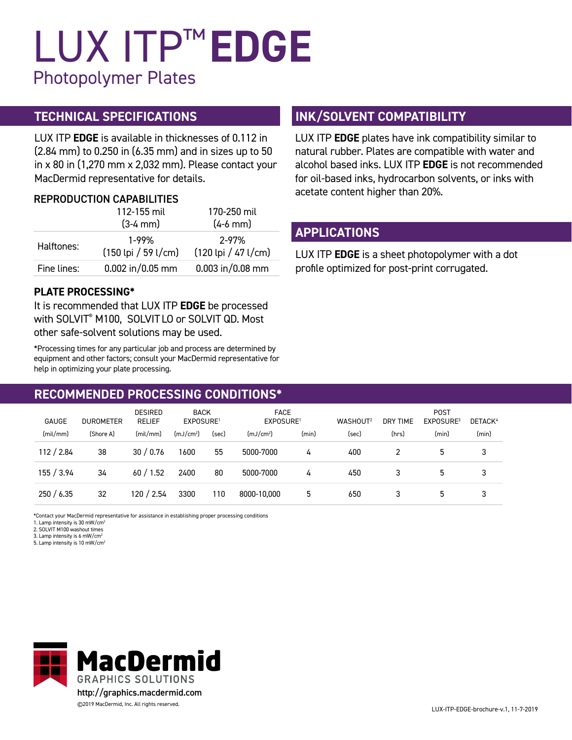# LUX ITP™ EDGE

## Photopolymer Plates

## TECHNICAL SPECIFICATIONS

LUX ITP **EDGE** is available in thicknesses of 0.112 in (2.84 mm) to 0.250 in (6.35 mm) and in sizes up to 50 in x 80 in (1,270 mm x 2,032 mm). Please contact your MacDermid representative for details.

### REPRODUCTION CAPABILITIES

| | 112-155 mil (3-4 mm) | 170-250 mil (4-6 mm) |
|---|---|---|
| Halftones: | 1-99% (150 lpi / 59 l/cm) | 2-97% (120 lpi / 47 l/cm) |
| Fine lines: | 0.002 in/0.05 mm | 0.003 in/0.08 mm |

### PLATE PROCESSING*

It is recommended that LUX ITP **EDGE** be processed with SOLVIT® M100, SOLVIT LO or SOLVIT QD. Most other safe-solvent solutions may be used.

*Processing times for any particular job and process are determined by equipment and other factors; consult your MacDermid representative for help in optimizing your plate processing.

## INK/SOLVENT COMPATIBILITY

LUX ITP **EDGE** plates have ink compatibility similar to natural rubber. Plates are compatible with water and alcohol based inks. LUX ITP **EDGE** is not recommended for oil-based inks, hydrocarbon solvents, or inks with acetate content higher than 20%.

## APPLICATIONS

LUX ITP **EDGE** is a sheet photopolymer with a dot profile optimized for post-print corrugated.

## RECOMMENDED PROCESSING CONDITIONS*

| GAUGE | DUROMETER | DESIRED RELIEF | BACK EXPOSURE[1] | | FACE EXPOSURE[1] | | WASHOUT[2] | DRY TIME | POST EXPOSURE[3] | DETACK[4] |
|---|---|---|---|---|---|---|---|---|---|---|
| (mil/mm) | (Shore A) | (mil/mm) | (mJ/cm²) | (sec) | (mJ/cm²) | (min) | (sec) | (hrs) | (min) | (min) |
| 112 / 2.84 | 38 | 30 / 0.76 | 1600 | 55 | 5000-7000 | 4 | 400 | 2 | 5 | 3 |
| 155 / 3.94 | 34 | 60 / 1.52 | 2400 | 80 | 5000-7000 | 4 | 450 | 3 | 5 | 3 |
| 250 / 6.35 | 32 | 120 / 2.54 | 3300 | 110 | 8000-10,000 | 5 | 650 | 3 | 5 | 3 |

*Contact your MacDermid representative for assistance in establishing proper processing conditions
1. Lamp intensity is 30 mW/cm²
2. SOLVIT M100 washout times
3. Lamp intensity is 6 mW/cm²
5. Lamp intensity is 10 mW/cm²

MacDermid
GRAPHICS SOLUTIONS
http://graphics.macdermid.com
©2019 MacDermid, Inc. All rights reserved.

LUX-ITP-EDGE-brochure-v.1, 11-7-2019